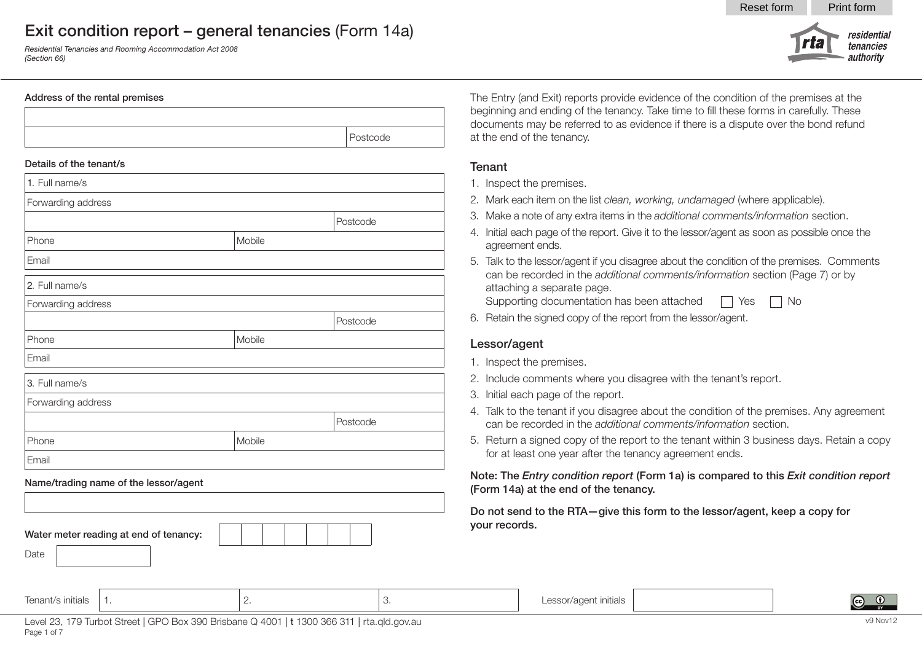# Exit condition report – general tenancies (Form 14a)

*Residential Tenancies and Rooming Accommodation Act 2008*
*(Section 66)*

residential tenancies authority

**Address of the rental premises**

| |
|---|
| |
| Postcode |

**Details of the tenant/s**

| | |
|---|---|
| 1. Full name/s | |
| Forwarding address | |
| | Postcode |
| Phone | Mobile |
| Email | |

| | |
|---|---|
| 2. Full name/s | |
| Forwarding address | |
| | Postcode |
| Phone | Mobile |
| Email | |

| | |
|---|---|
| 3. Full name/s | |
| Forwarding address | |
| | Postcode |
| Phone | Mobile |
| Email | |

**Name/trading name of the lessor/agent**

| |
|---|
| |

**Water meter reading at end of tenancy:** ☐☐☐☐☐☐☐

Date

The Entry (and Exit) reports provide evidence of the condition of the premises at the beginning and ending of the tenancy. Take time to fill these forms in carefully. These documents may be referred to as evidence if there is a dispute over the bond refund at the end of the tenancy.

## Tenant

1. Inspect the premises.
2. Mark each item on the list *clean, working, undamaged* (where applicable).
3. Make a note of any extra items in the *additional comments/information* section.
4. Initial each page of the report. Give it to the lessor/agent as soon as possible once the agreement ends.
5. Talk to the lessor/agent if you disagree about the condition of the premises. Comments can be recorded in the *additional comments/information* section (Page 7) or by attaching a separate page.
   Supporting documentation has been attached ☐ Yes ☐ No
6. Retain the signed copy of the report from the lessor/agent.

## Lessor/agent

1. Inspect the premises.
2. Include comments where you disagree with the tenant's report.
3. Initial each page of the report.
4. Talk to the tenant if you disagree about the condition of the premises. Any agreement can be recorded in the *additional comments/information* section.
5. Return a signed copy of the report to the tenant within 3 business days. Retain a copy for at least one year after the tenancy agreement ends.

**Note: The *Entry condition report* (Form 1a) is compared to this *Exit condition report* (Form 14a) at the end of the tenancy.**

**Do not send to the RTA—give this form to the lessor/agent, keep a copy for your records.**

| Tenant/s initials | 1. | 2. | 3. | Lessor/agent initials | |
|---|---|---|---|---|---|

Level 23, 179 Turbot Street | GPO Box 390 Brisbane Q 4001 | t 1300 366 311 | rta.qld.gov.au

v9 Nov12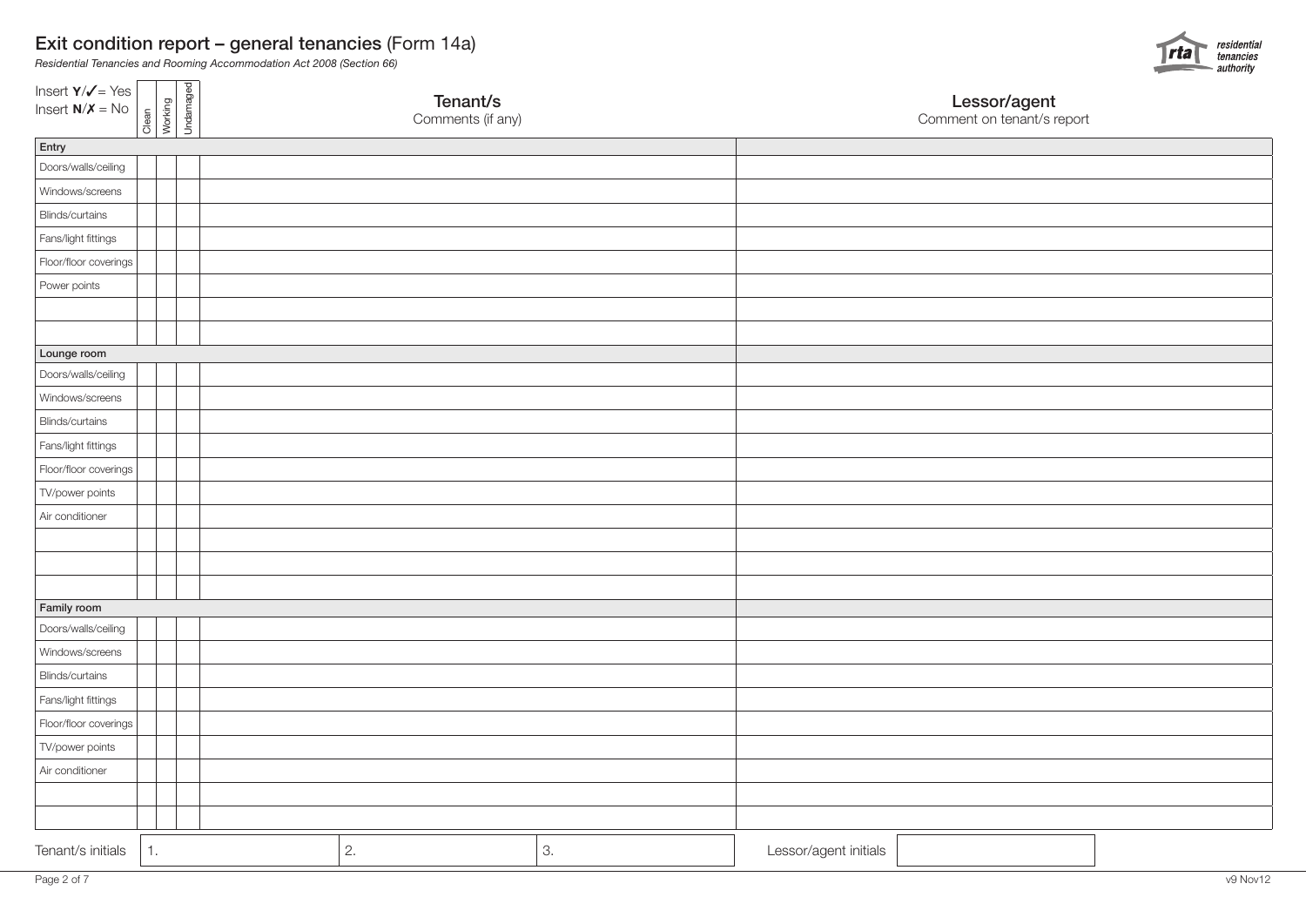# Exit condition report – general tenancies (Form 14a)

*Residential Tenancies and Rooming Accommodation Act 2008 (Section 66)*

| Insert Y/✓= Yes<br>Insert N/✗ = No | Clean | Working | Undamaged | **Tenant/s**<br>Comments (if any) | **Lessor/agent**<br>Comment on tenant/s report |
|---|---|---|---|---|---|
| **Entry** | | | | | |
| Doors/walls/ceiling | | | | | |
| Windows/screens | | | | | |
| Blinds/curtains | | | | | |
| Fans/light fittings | | | | | |
| Floor/floor coverings | | | | | |
| Power points | | | | | |
| | | | | | |
| | | | | | |
| **Lounge room** | | | | | |
| Doors/walls/ceiling | | | | | |
| Windows/screens | | | | | |
| Blinds/curtains | | | | | |
| Fans/light fittings | | | | | |
| Floor/floor coverings | | | | | |
| TV/power points | | | | | |
| Air conditioner | | | | | |
| | | | | | |
| | | | | | |
| | | | | | |
| **Family room** | | | | | |
| Doors/walls/ceiling | | | | | |
| Windows/screens | | | | | |
| Blinds/curtains | | | | | |
| Fans/light fittings | | | | | |
| Floor/floor coverings | | | | | |
| TV/power points | | | | | |
| Air conditioner | | | | | |
| | | | | | |
| | | | | | |

| Tenant/s initials | 1. | 2. | 3. | Lessor/agent initials | |
|---|---|---|---|---|---|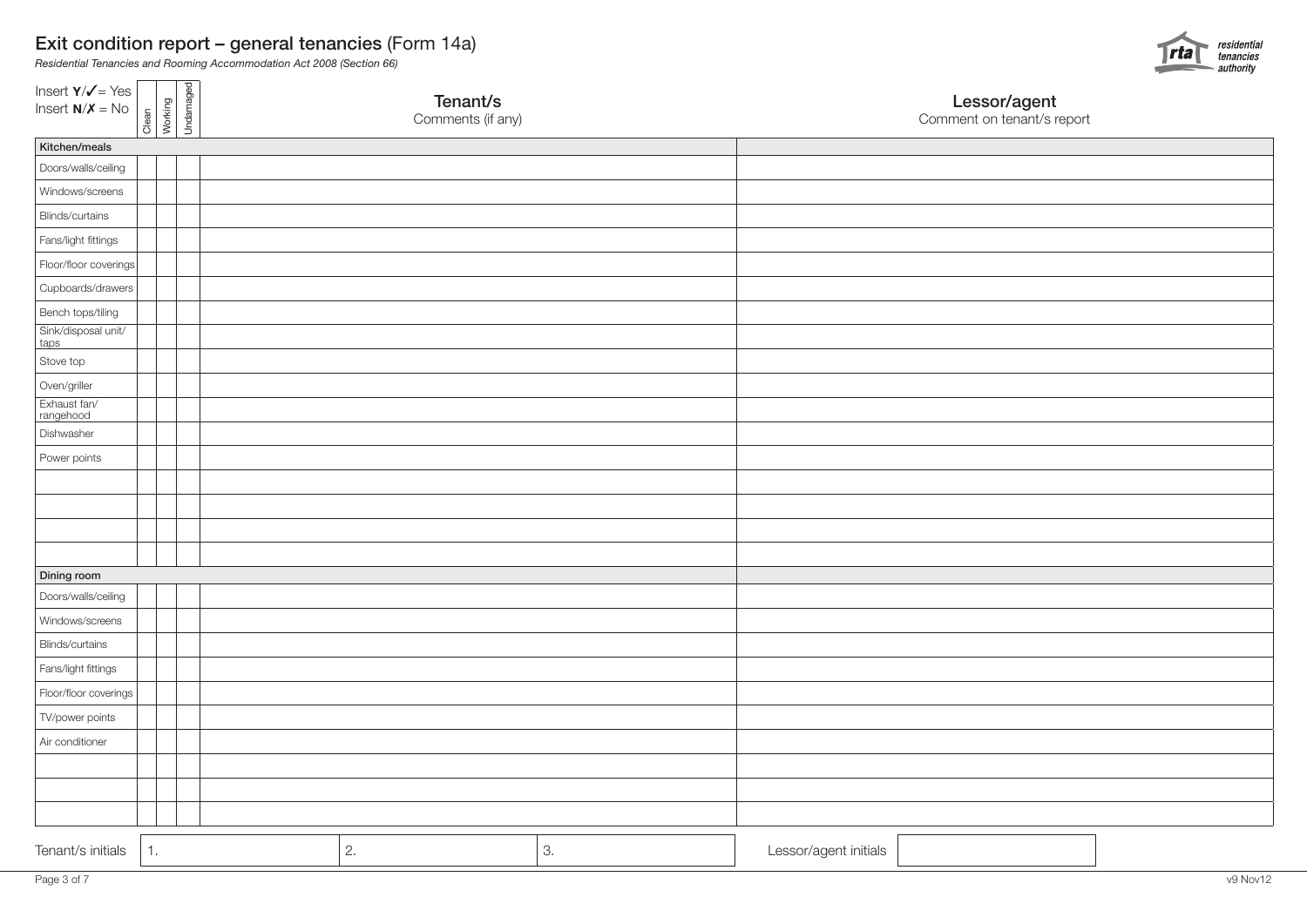# Exit condition report – general tenancies (Form 14a)

*Residential Tenancies and Rooming Accommodation Act 2008 (Section 66)*

| Insert Y/✓= Yes<br>Insert N/✗ = No | Clean | Working | Undamaged | **Tenant/s**<br>Comments (if any) | **Lessor/agent**<br>Comment on tenant/s report |
|---|---|---|---|---|---|
| **Kitchen/meals** | | | | | |
| Doors/walls/ceiling | | | | | |
| Windows/screens | | | | | |
| Blinds/curtains | | | | | |
| Fans/light fittings | | | | | |
| Floor/floor coverings | | | | | |
| Cupboards/drawers | | | | | |
| Bench tops/tiling | | | | | |
| Sink/disposal unit/ taps | | | | | |
| Stove top | | | | | |
| Oven/griller | | | | | |
| Exhaust fan/ rangehood | | | | | |
| Dishwasher | | | | | |
| Power points | | | | | |
| | | | | | |
| | | | | | |
| | | | | | |
| | | | | | |
| **Dining room** | | | | | |
| Doors/walls/ceiling | | | | | |
| Windows/screens | | | | | |
| Blinds/curtains | | | | | |
| Fans/light fittings | | | | | |
| Floor/floor coverings | | | | | |
| TV/power points | | | | | |
| Air conditioner | | | | | |
| | | | | | |
| | | | | | |
| | | | | | |

| Tenant/s initials | 1. | 2. | 3. | Lessor/agent initials | |
|---|---|---|---|---|---|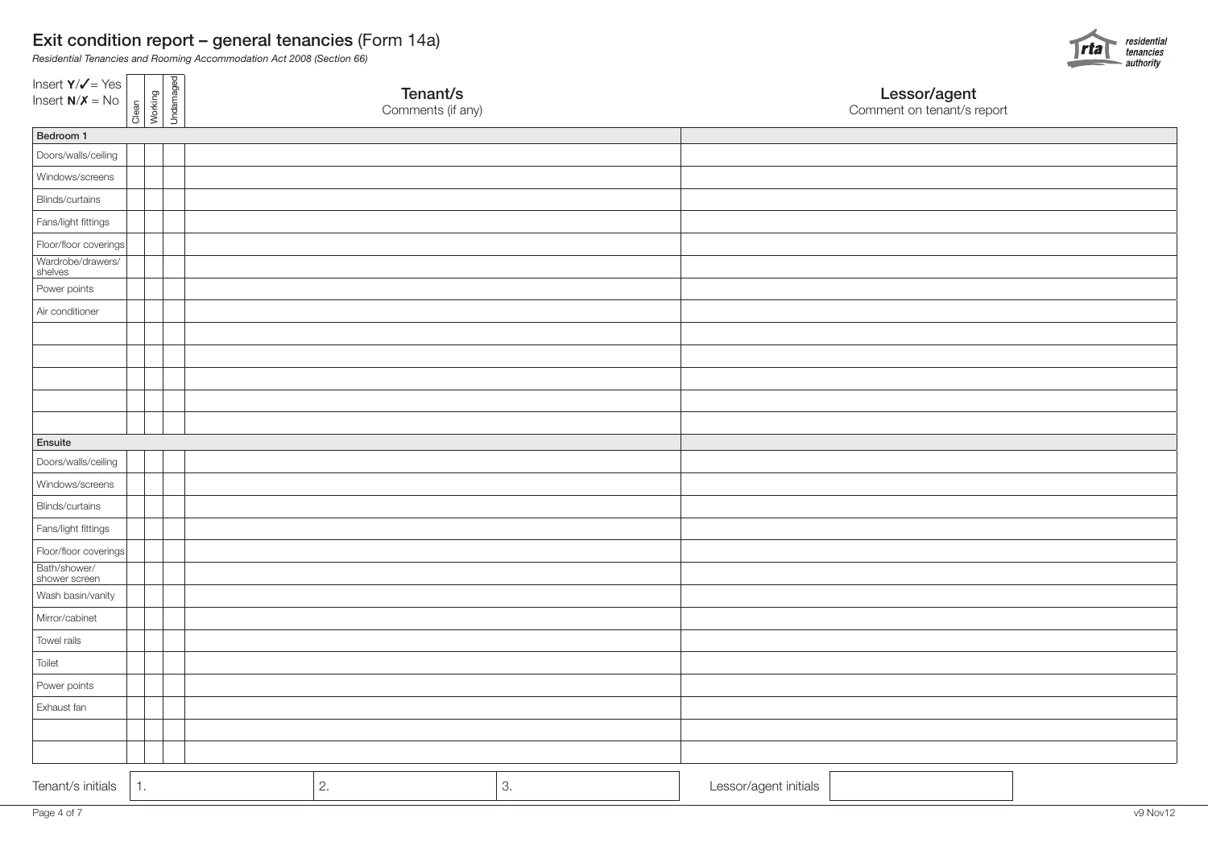# Exit condition report – general tenancies (Form 14a)

*Residential Tenancies and Rooming Accommodation Act 2008 (Section 66)*

Insert **Y**/✓= Yes
Insert **N**/✗ = No

| | Clean | Working | Undamaged | **Tenant/s** Comments (if any) | **Lessor/agent** Comment on tenant's report |
|---|---|---|---|---|---|
| **Bedroom 1** | | | | | |
| Doors/walls/ceiling | | | | | |
| Windows/screens | | | | | |
| Blinds/curtains | | | | | |
| Fans/light fittings | | | | | |
| Floor/floor coverings | | | | | |
| Wardrobe/drawers/ shelves | | | | | |
| Power points | | | | | |
| Air conditioner | | | | | |
| | | | | | |
| | | | | | |
| | | | | | |
| | | | | | |
| | | | | | |
| **Ensuite** | | | | | |
| Doors/walls/ceiling | | | | | |
| Windows/screens | | | | | |
| Blinds/curtains | | | | | |
| Fans/light fittings | | | | | |
| Floor/floor coverings | | | | | |
| Bath/shower/ shower screen | | | | | |
| Wash basin/vanity | | | | | |
| Mirror/cabinet | | | | | |
| Towel rails | | | | | |
| Toilet | | | | | |
| Power points | | | | | |
| Exhaust fan | | | | | |
| | | | | | |
| | | | | | |

Tenant/s initials 1. 2. 3. Lessor/agent initials

v9 Nov12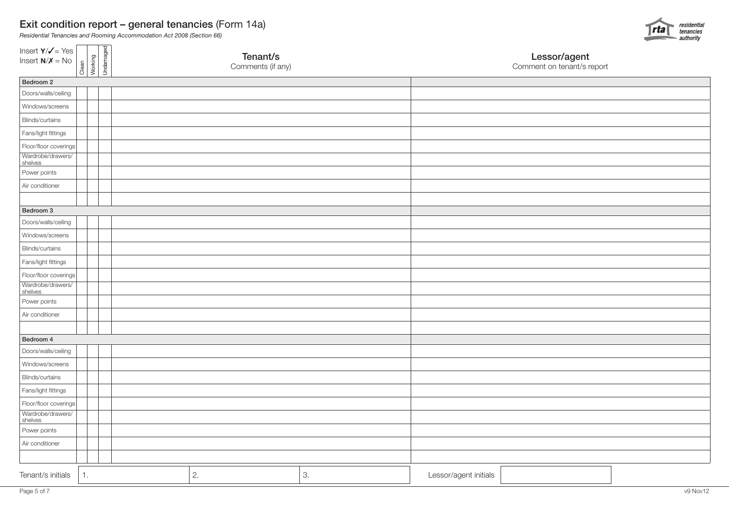# Exit condition report – general tenancies (Form 14a)

*Residential Tenancies and Rooming Accommodation Act 2008 (Section 66)*

| Insert Y/✓= Yes<br>Insert N/✗ = No | Clean | Working | Undamaged | Tenant/s<br>Comments (if any) | Lessor/agent<br>Comment on tenant's report |
|---|---|---|---|---|---|
| **Bedroom 2** | | | | | |
| Doors/walls/ceiling | | | | | |
| Windows/screens | | | | | |
| Blinds/curtains | | | | | |
| Fans/light fittings | | | | | |
| Floor/floor coverings | | | | | |
| Wardrobe/drawers/shelves | | | | | |
| Power points | | | | | |
| Air conditioner | | | | | |
| | | | | | |
| **Bedroom 3** | | | | | |
| Doors/walls/ceiling | | | | | |
| Windows/screens | | | | | |
| Blinds/curtains | | | | | |
| Fans/light fittings | | | | | |
| Floor/floor coverings | | | | | |
| Wardrobe/drawers/shelves | | | | | |
| Power points | | | | | |
| Air conditioner | | | | | |
| | | | | | |
| **Bedroom 4** | | | | | |
| Doors/walls/ceiling | | | | | |
| Windows/screens | | | | | |
| Blinds/curtains | | | | | |
| Fans/light fittings | | | | | |
| Floor/floor coverings | | | | | |
| Wardrobe/drawers/shelves | | | | | |
| Power points | | | | | |
| Air conditioner | | | | | |
| | | | | | |

| Tenant/s initials | 1. | 2. | 3. | Lessor/agent initials | |
|---|---|---|---|---|---|

v9 Nov12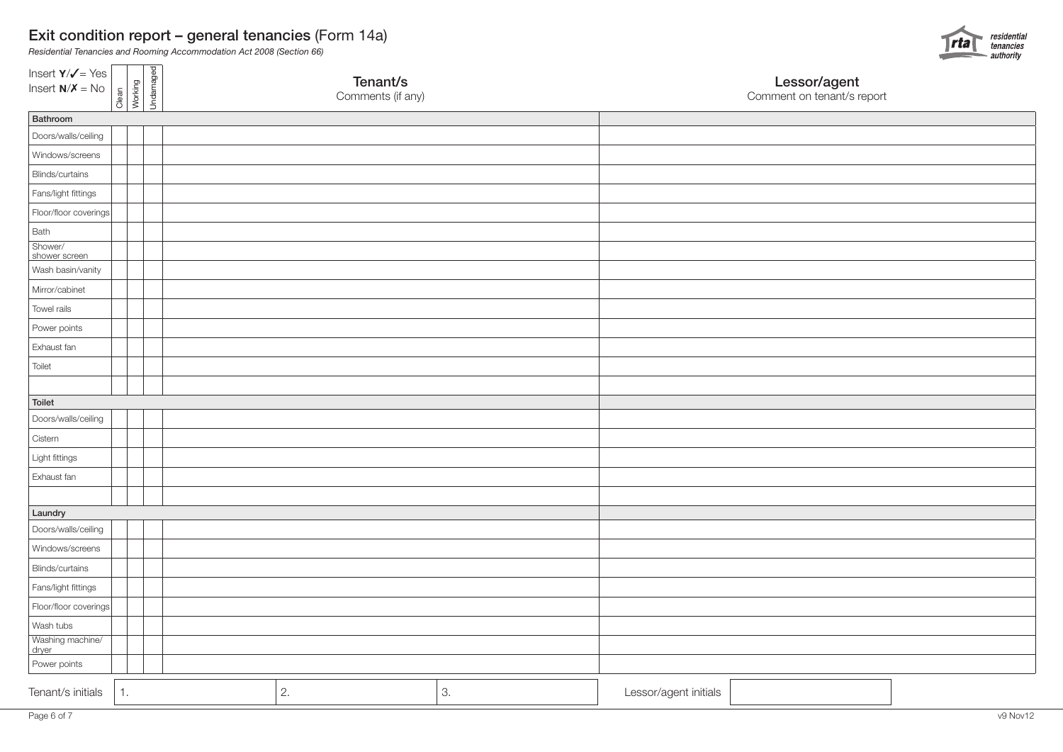# Exit condition report – general tenancies (Form 14a)

*Residential Tenancies and Rooming Accommodation Act 2008 (Section 66)*

| Insert Y/✓= Yes<br>Insert N/✗ = No | Clean | Working | Undamaged | Tenant/s<br>Comments (if any) | Lessor/agent<br>Comment on tenant/s report |
|---|---|---|---|---|---|
| **Bathroom** | | | | | |
| Doors/walls/ceiling | | | | | |
| Windows/screens | | | | | |
| Blinds/curtains | | | | | |
| Fans/light fittings | | | | | |
| Floor/floor coverings | | | | | |
| Bath | | | | | |
| Shower/ shower screen | | | | | |
| Wash basin/vanity | | | | | |
| Mirror/cabinet | | | | | |
| Towel rails | | | | | |
| Power points | | | | | |
| Exhaust fan | | | | | |
| Toilet | | | | | |
| | | | | | |
| **Toilet** | | | | | |
| Doors/walls/ceiling | | | | | |
| Cistern | | | | | |
| Light fittings | | | | | |
| Exhaust fan | | | | | |
| | | | | | |
| **Laundry** | | | | | |
| Doors/walls/ceiling | | | | | |
| Windows/screens | | | | | |
| Blinds/curtains | | | | | |
| Fans/light fittings | | | | | |
| Floor/floor coverings | | | | | |
| Wash tubs | | | | | |
| Washing machine/ dryer | | | | | |
| Power points | | | | | |

Tenant/s initials 1. ______ 2. ______ 3. ______

Lessor/agent initials ______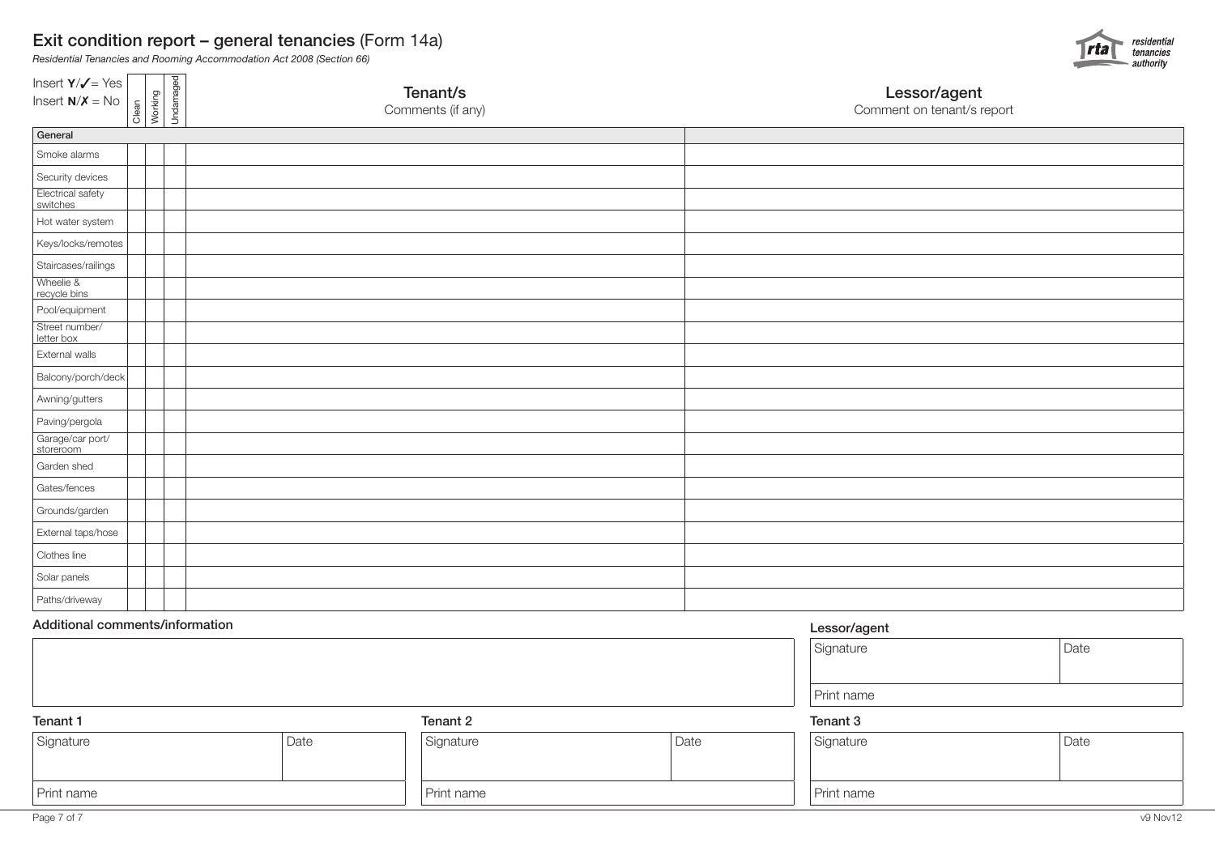# Exit condition report – general tenancies (Form 14a)

*Residential Tenancies and Rooming Accommodation Act 2008 (Section 66)*

residential tenancies authority

Insert Y/✓= Yes
Insert N/✗ = No

| | Clean | Working | Undamaged | Tenant/s Comments (if any) | Lessor/agent Comment on tenant/s report |
|---|---|---|---|---|---|
| **General** | | | | | |
| Smoke alarms | | | | | |
| Security devices | | | | | |
| Electrical safety switches | | | | | |
| Hot water system | | | | | |
| Keys/locks/remotes | | | | | |
| Staircases/railings | | | | | |
| Wheelie & recycle bins | | | | | |
| Pool/equipment | | | | | |
| Street number/ letter box | | | | | |
| External walls | | | | | |
| Balcony/porch/deck | | | | | |
| Awning/gutters | | | | | |
| Paving/pergola | | | | | |
| Garage/car port/ storeroom | | | | | |
| Garden shed | | | | | |
| Gates/fences | | | | | |
| Grounds/garden | | | | | |
| External taps/hose | | | | | |
| Clothes line | | | | | |
| Solar panels | | | | | |
| Paths/driveway | | | | | |

### Additional comments/information

### Lessor/agent

| | |
|---|---|
| Signature | Date |
| Print name | |

### Tenant 1

| | |
|---|---|
| Signature | Date |
| Print name | |

### Tenant 2

| | |
|---|---|
| Signature | Date |
| Print name | |

### Tenant 3

| | |
|---|---|
| Signature | Date |
| Print name | |

v9 Nov12